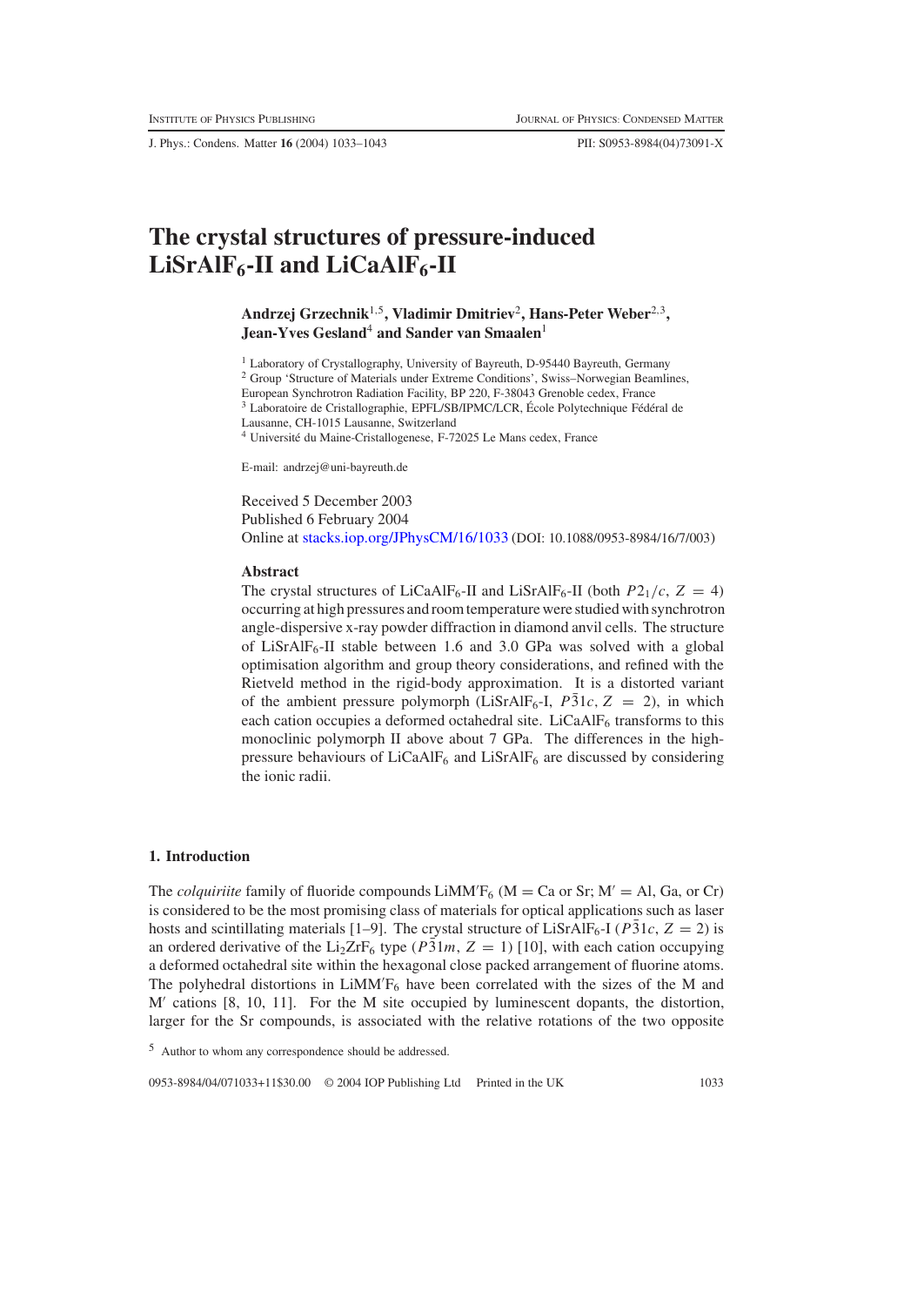# The crystal structures of pressure-induced $LiSrAlF_6$-II and $LiCaAlF_6$-II

**Andrzej Grzechnik**[1,5], **Vladimir Dmitriev**[2], **Hans-Peter Weber**[2,3], **Jean-Yves Gesland**[4] **and Sander van Smaalen**[1]

[1] Laboratory of Crystallography, University of Bayreuth, D-95440 Bayreuth, Germany
[2] Group 'Structure of Materials under Extreme Conditions', Swiss–Norwegian Beamlines, European Synchrotron Radiation Facility, BP 220, F-38043 Grenoble cedex, France
[3] Laboratoire de Cristallographie, EPFL/SB/IPMC/LCR, École Polytechnique Fédéral de Lausanne, CH-1015 Lausanne, Switzerland
[4] Université du Maine-Cristallogenese, F-72025 Le Mans cedex, France

E-mail: andrzej@uni-bayreuth.de

Received 5 December 2003
Published 6 February 2004
Online at stacks.iop.org/JPhysCM/16/1033 (DOI: 10.1088/0953-8984/16/7/003)

**Abstract**

The crystal structures of $LiCaAlF_6$-II and $LiSrAlF_6$-II (both $P2_1/c$, $Z = 4$) occurring at high pressures and room temperature were studied with synchrotron angle-dispersive x-ray powder diffraction in diamond anvil cells. The structure of $LiSrAlF_6$-II stable between 1.6 and 3.0 GPa was solved with a global optimisation algorithm and group theory considerations, and refined with the Rietveld method in the rigid-body approximation. It is a distorted variant of the ambient pressure polymorph ($LiSrAlF_6$-I, $P\bar{3}1c$, $Z = 2$), in which each cation occupies a deformed octahedral site. $LiCaAlF_6$ transforms to this monoclinic polymorph II above about 7 GPa. The differences in the high-pressure behaviours of $LiCaAlF_6$ and $LiSrAlF_6$ are discussed by considering the ionic radii.

## 1. Introduction

The *colquiriite* family of fluoride compounds $LiMM'F_6$ (M = Ca or Sr; M′ = Al, Ga, or Cr) is considered to be the most promising class of materials for optical applications such as laser hosts and scintillating materials [1–9]. The crystal structure of $LiSrAlF_6$-I ($P\bar{3}1c$, $Z = 2$) is an ordered derivative of the $Li_2ZrF_6$ type ($P\bar{3}1m$, $Z = 1$) [10], with each cation occupying a deformed octahedral site within the hexagonal close packed arrangement of fluorine atoms. The polyhedral distortions in $LiMM'F_6$ have been correlated with the sizes of the M and M′ cations [8, 10, 11]. For the M site occupied by luminescent dopants, the distortion, larger for the Sr compounds, is associated with the relative rotations of the two opposite

[5] Author to whom any correspondence should be addressed.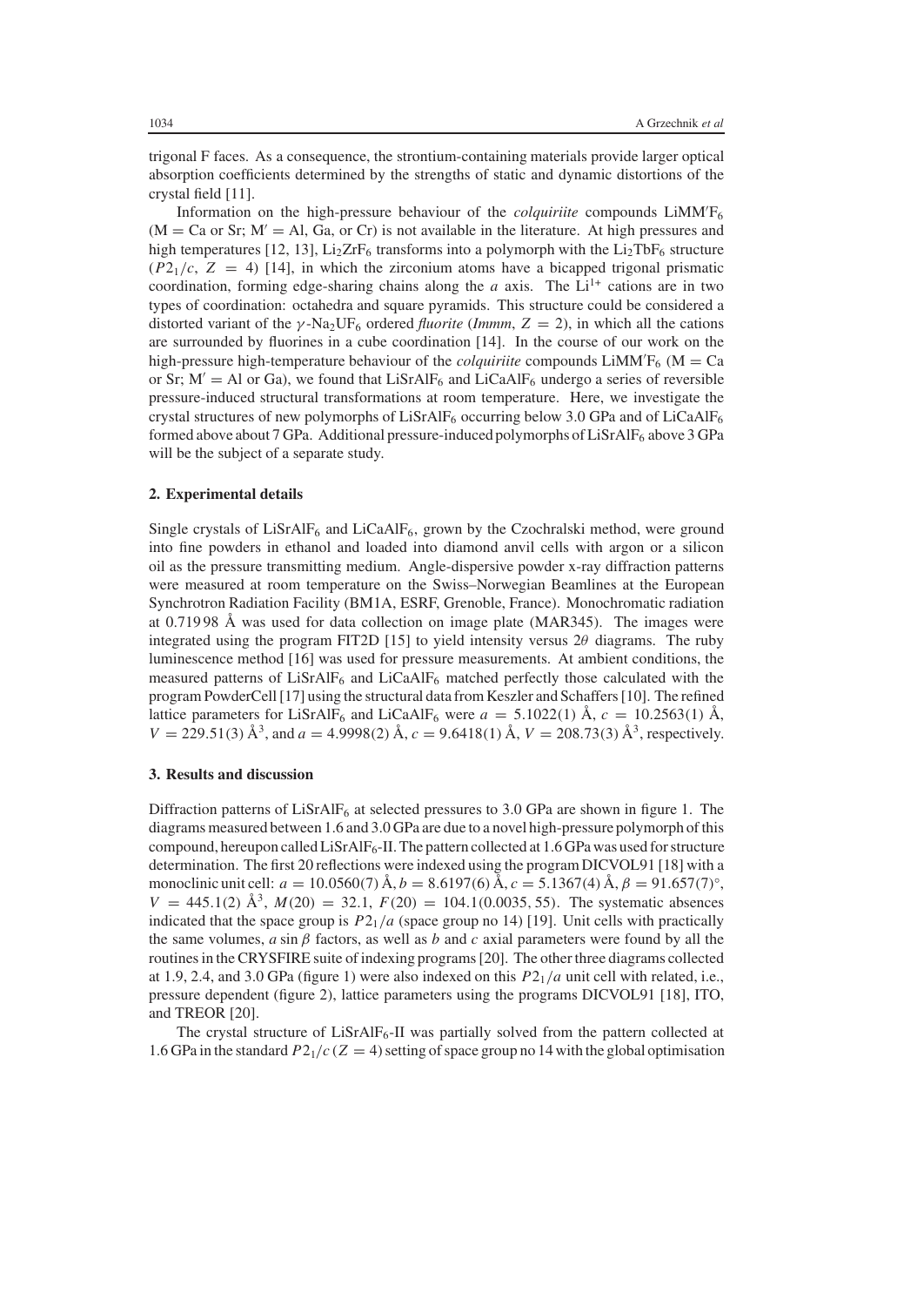trigonal F faces. As a consequence, the strontium-containing materials provide larger optical absorption coefficients determined by the strengths of static and dynamic distortions of the crystal field [11].

Information on the high-pressure behaviour of the *colquiriite* compounds $LiMM'F_6$ (M = Ca or Sr; M′ = Al, Ga, or Cr) is not available in the literature. At high pressures and high temperatures [12, 13], $Li_2ZrF_6$ transforms into a polymorph with the $Li_2TbF_6$ structure ($P2_1/c$, $Z = 4$) [14], in which the zirconium atoms have a bicapped trigonal prismatic coordination, forming edge-sharing chains along the *a* axis. The $Li^{1+}$ cations are in two types of coordination: octahedra and square pyramids. This structure could be considered a distorted variant of the $\gamma$-$Na_2UF_6$ ordered *fluorite* (*Immm*, $Z = 2$), in which all the cations are surrounded by fluorines in a cube coordination [14]. In the course of our work on the high-pressure high-temperature behaviour of the *colquiriite* compounds $LiMM'F_6$ (M = Ca or Sr; M′ = Al or Ga), we found that $LiSrAlF_6$ and $LiCaAlF_6$ undergo a series of reversible pressure-induced structural transformations at room temperature. Here, we investigate the crystal structures of new polymorphs of $LiSrAlF_6$ occurring below 3.0 GPa and of $LiCaAlF_6$ formed above about 7 GPa. Additional pressure-induced polymorphs of $LiSrAlF_6$ above 3 GPa will be the subject of a separate study.

## 2. Experimental details

Single crystals of $LiSrAlF_6$ and $LiCaAlF_6$, grown by the Czochralski method, were ground into fine powders in ethanol and loaded into diamond anvil cells with argon or a silicon oil as the pressure transmitting medium. Angle-dispersive powder x-ray diffraction patterns were measured at room temperature on the Swiss–Norwegian Beamlines at the European Synchrotron Radiation Facility (BM1A, ESRF, Grenoble, France). Monochromatic radiation at 0.719 98 Å was used for data collection on image plate (MAR345). The images were integrated using the program FIT2D [15] to yield intensity versus $2\theta$ diagrams. The ruby luminescence method [16] was used for pressure measurements. At ambient conditions, the measured patterns of $LiSrAlF_6$ and $LiCaAlF_6$ matched perfectly those calculated with the program PowderCell [17] using the structural data from Keszler and Schaffers [10]. The refined lattice parameters for $LiSrAlF_6$ and $LiCaAlF_6$ were $a = 5.1022(1)$ Å, $c = 10.2563(1)$ Å, $V = 229.51(3)$ Å$^3$, and $a = 4.9998(2)$ Å, $c = 9.6418(1)$ Å, $V = 208.73(3)$ Å$^3$, respectively.

## 3. Results and discussion

Diffraction patterns of $LiSrAlF_6$ at selected pressures to 3.0 GPa are shown in figure 1. The diagrams measured between 1.6 and 3.0 GPa are due to a novel high-pressure polymorph of this compound, hereupon called $LiSrAlF_6$-II. The pattern collected at 1.6 GPa was used for structure determination. The first 20 reflections were indexed using the program DICVOL91 [18] with a monoclinic unit cell: $a = 10.0560(7)$ Å, $b = 8.6197(6)$ Å, $c = 5.1367(4)$ Å, $\beta = 91.657(7)^\circ$, $V = 445.1(2)$ Å$^3$, $M(20) = 32.1$, $F(20) = 104.1(0.0035, 55)$. The systematic absences indicated that the space group is $P2_1/a$ (space group no 14) [19]. Unit cells with practically the same volumes, $a \sin\beta$ factors, as well as *b* and *c* axial parameters were found by all the routines in the CRYSFIRE suite of indexing programs [20]. The other three diagrams collected at 1.9, 2.4, and 3.0 GPa (figure 1) were also indexed on this $P2_1/a$ unit cell with related, i.e., pressure dependent (figure 2), lattice parameters using the programs DICVOL91 [18], ITO, and TREOR [20].

The crystal structure of $LiSrAlF_6$-II was partially solved from the pattern collected at 1.6 GPa in the standard $P2_1/c$ ($Z = 4$) setting of space group no 14 with the global optimisation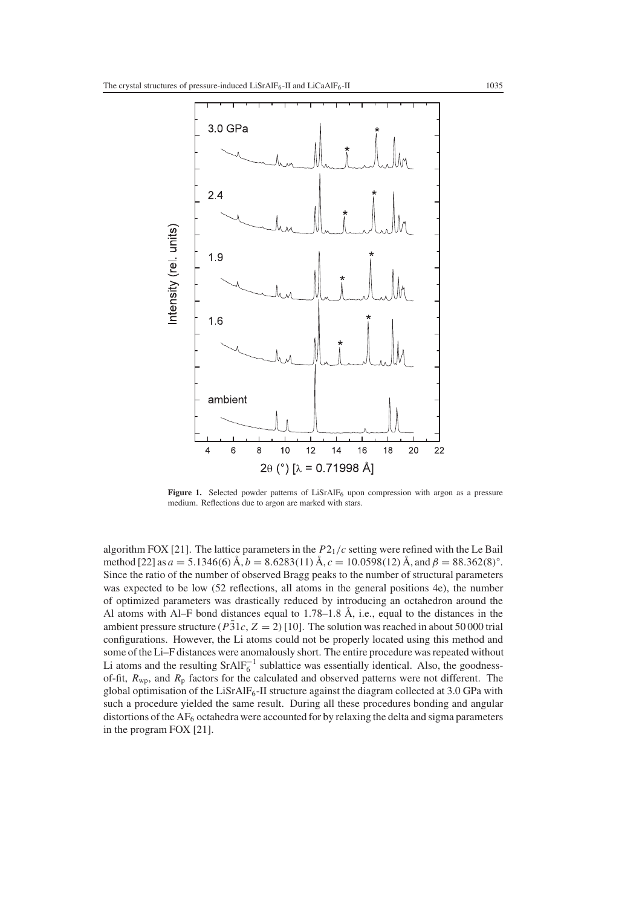**Figure 1.** Selected powder patterns of $LiSrAlF_6$ upon compression with argon as a pressure medium. Reflections due to argon are marked with stars.

algorithm FOX [21]. The lattice parameters in the $P2_1/c$ setting were refined with the Le Bail method [22] as $a = 5.1346(6)$ Å, $b = 8.6283(11)$ Å, $c = 10.0598(12)$ Å, and $\beta = 88.362(8)^{\circ}$. Since the ratio of the number of observed Bragg peaks to the number of structural parameters was expected to be low (52 reflections, all atoms in the general positions 4e), the number of optimized parameters was drastically reduced by introducing an octahedron around the Al atoms with Al–F bond distances equal to 1.78–1.8 Å, i.e., equal to the distances in the ambient pressure structure ($P\bar{3}1c$, $Z = 2$) [10]. The solution was reached in about 50 000 trial configurations. However, the Li atoms could not be properly located using this method and some of the Li–F distances were anomalously short. The entire procedure was repeated without Li atoms and the resulting $SrAlF_6^{-1}$ sublattice was essentially identical. Also, the goodness-of-fit, $R_{wp}$, and $R_p$ factors for the calculated and observed patterns were not different. The global optimisation of the $LiSrAlF_6$-II structure against the diagram collected at 3.0 GPa with such a procedure yielded the same result. During all these procedures bonding and angular distortions of the $AF_6$ octahedra were accounted for by relaxing the delta and sigma parameters in the program FOX [21].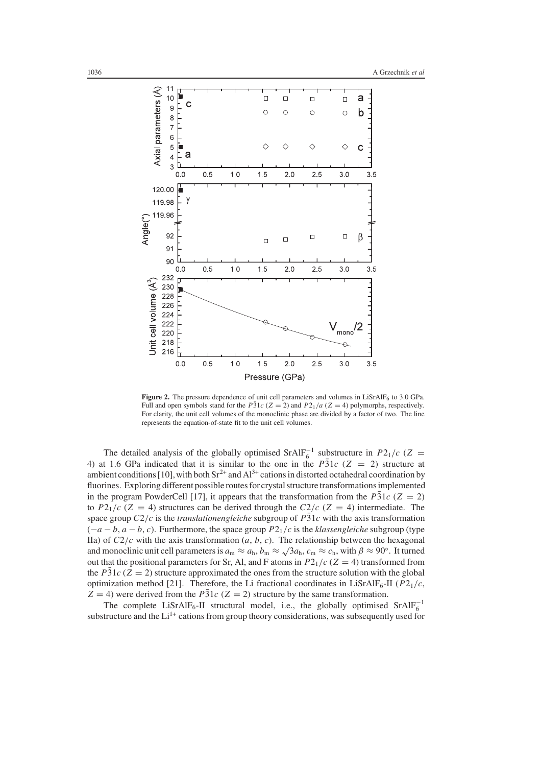**Figure 2.** The pressure dependence of unit cell parameters and volumes in $LiSrAlF_6$ to 3.0 GPa. Full and open symbols stand for the $P\bar{3}1c$ ($Z = 2$) and $P2_1/a$ ($Z = 4$) polymorphs, respectively. For clarity, the unit cell volumes of the monoclinic phase are divided by a factor of two. The line represents the equation-of-state fit to the unit cell volumes.

The detailed analysis of the globally optimised $SrAlF_6^{-1}$ substructure in $P2_1/c$ ($Z = 4$) at 1.6 GPa indicated that it is similar to the one in the $P\bar{3}1c$ ($Z = 2$) structure at ambient conditions [10], with both $Sr^{2+}$ and $Al^{3+}$ cations in distorted octahedral coordination by fluorines. Exploring different possible routes for crystal structure transformations implemented in the program PowderCell [17], it appears that the transformation from the $P\bar{3}1c$ ($Z = 2$) to $P2_1/c$ ($Z = 4$) structures can be derived through the $C2/c$ ($Z = 4$) intermediate. The space group $C2/c$ is the *translationengleiche* subgroup of $P\bar{3}1c$ with the axis transformation $(-a - b, a - b, c)$. Furthermore, the space group $P2_1/c$ is the *klassengleiche* subgroup (type IIa) of $C2/c$ with the axis transformation $(a, b, c)$. The relationship between the hexagonal and monoclinic unit cell parameters is $a_m \approx a_h$, $b_m \approx \sqrt{3}a_h$, $c_m \approx c_h$, with $\beta \approx 90°$. It turned out that the positional parameters for Sr, Al, and F atoms in $P2_1/c$ ($Z = 4$) transformed from the $P\bar{3}1c$ ($Z = 2$) structure approximated the ones from the structure solution with the global optimization method [21]. Therefore, the Li fractional coordinates in $LiSrAlF_6$-II ($P2_1/c$, $Z = 4$) were derived from the $P\bar{3}1c$ ($Z = 2$) structure by the same transformation.

The complete $LiSrAlF_6$-II structural model, i.e., the globally optimised $SrAlF_6^{-1}$ substructure and the $Li^{1+}$ cations from group theory considerations, was subsequently used for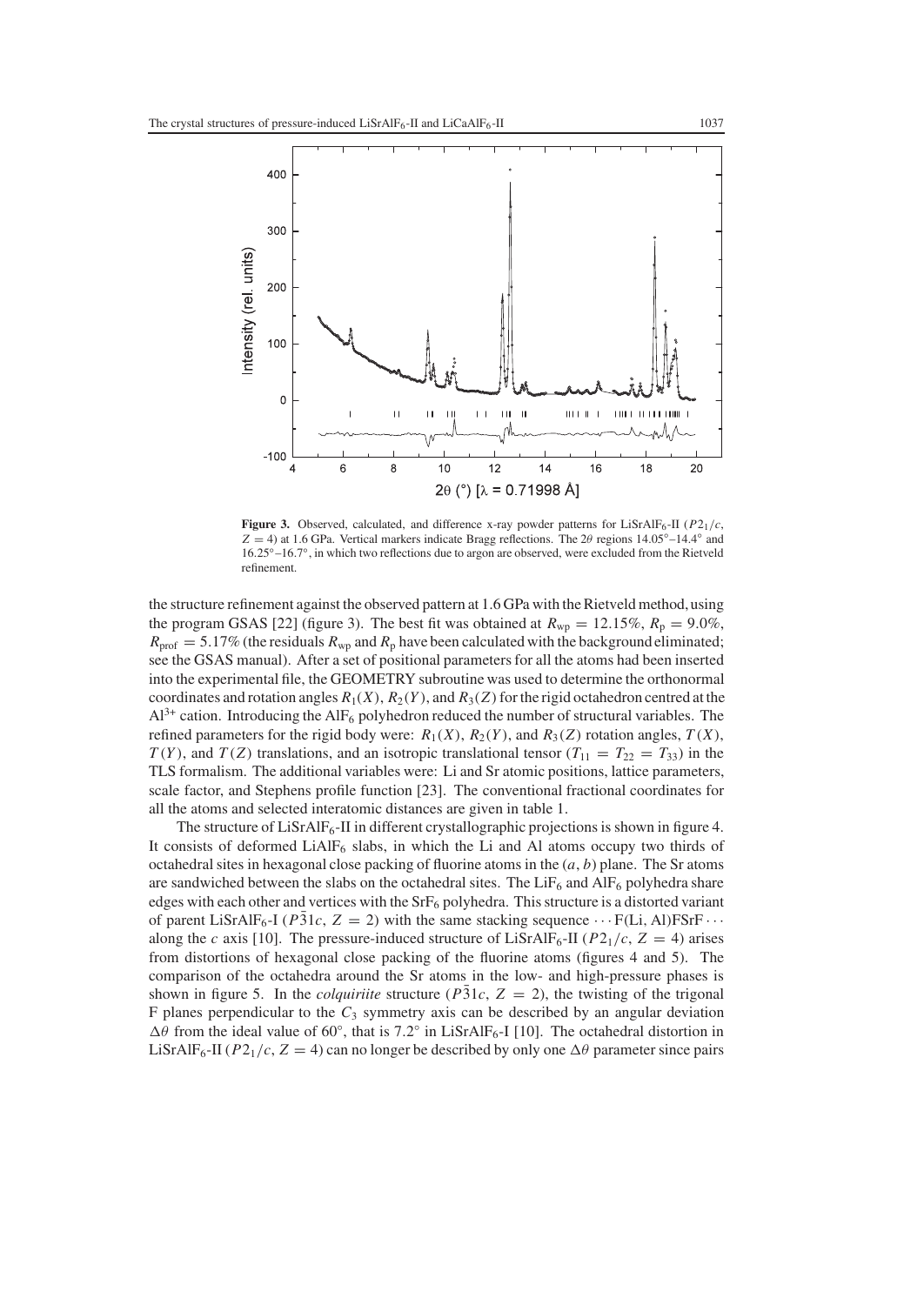**Figure 3.** Observed, calculated, and difference x-ray powder patterns for $LiSrAlF_6$-II ($P2_1/c$, $Z = 4$) at 1.6 GPa. Vertical markers indicate Bragg reflections. The $2\theta$ regions 14.05°–14.4° and 16.25°–16.7°, in which two reflections due to argon are observed, were excluded from the Rietveld refinement.

the structure refinement against the observed pattern at 1.6 GPa with the Rietveld method, using the program GSAS [22] (figure 3). The best fit was obtained at $R_{wp} = 12.15\%$, $R_p = 9.0\%$, $R_{prof} = 5.17\%$ (the residuals $R_{wp}$ and $R_p$ have been calculated with the background eliminated; see the GSAS manual). After a set of positional parameters for all the atoms had been inserted into the experimental file, the GEOMETRY subroutine was used to determine the orthonormal coordinates and rotation angles $R_1(X)$, $R_2(Y)$, and $R_3(Z)$ for the rigid octahedron centred at the $Al^{3+}$ cation. Introducing the $AlF_6$ polyhedron reduced the number of structural variables. The refined parameters for the rigid body were: $R_1(X)$, $R_2(Y)$, and $R_3(Z)$ rotation angles, $T(X)$, $T(Y)$, and $T(Z)$ translations, and an isotropic translational tensor ($T_{11} = T_{22} = T_{33}$) in the TLS formalism. The additional variables were: Li and Sr atomic positions, lattice parameters, scale factor, and Stephens profile function [23]. The conventional fractional coordinates for all the atoms and selected interatomic distances are given in table 1.

The structure of $LiSrAlF_6$-II in different crystallographic projections is shown in figure 4. It consists of deformed $LiAlF_6$ slabs, in which the Li and Al atoms occupy two thirds of octahedral sites in hexagonal close packing of fluorine atoms in the $(a, b)$ plane. The Sr atoms are sandwiched between the slabs on the octahedral sites. The $LiF_6$ and $AlF_6$ polyhedra share edges with each other and vertices with the $SrF_6$ polyhedra. This structure is a distorted variant of parent $LiSrAlF_6$-I ($P\bar{3}1c$, $Z = 2$) with the same stacking sequence $\cdots$F(Li, Al)FSrF$\cdots$ along the $c$ axis [10]. The pressure-induced structure of $LiSrAlF_6$-II ($P2_1/c$, $Z = 4$) arises from distortions of hexagonal close packing of the fluorine atoms (figures 4 and 5). The comparison of the octahedra around the Sr atoms in the low- and high-pressure phases is shown in figure 5. In the *colquiriite* structure ($P\bar{3}1c$, $Z = 2$), the twisting of the trigonal F planes perpendicular to the $C_3$ symmetry axis can be described by an angular deviation $\Delta\theta$ from the ideal value of 60°, that is 7.2° in $LiSrAlF_6$-I [10]. The octahedral distortion in $LiSrAlF_6$-II ($P2_1/c$, $Z = 4$) can no longer be described by only one $\Delta\theta$ parameter since pairs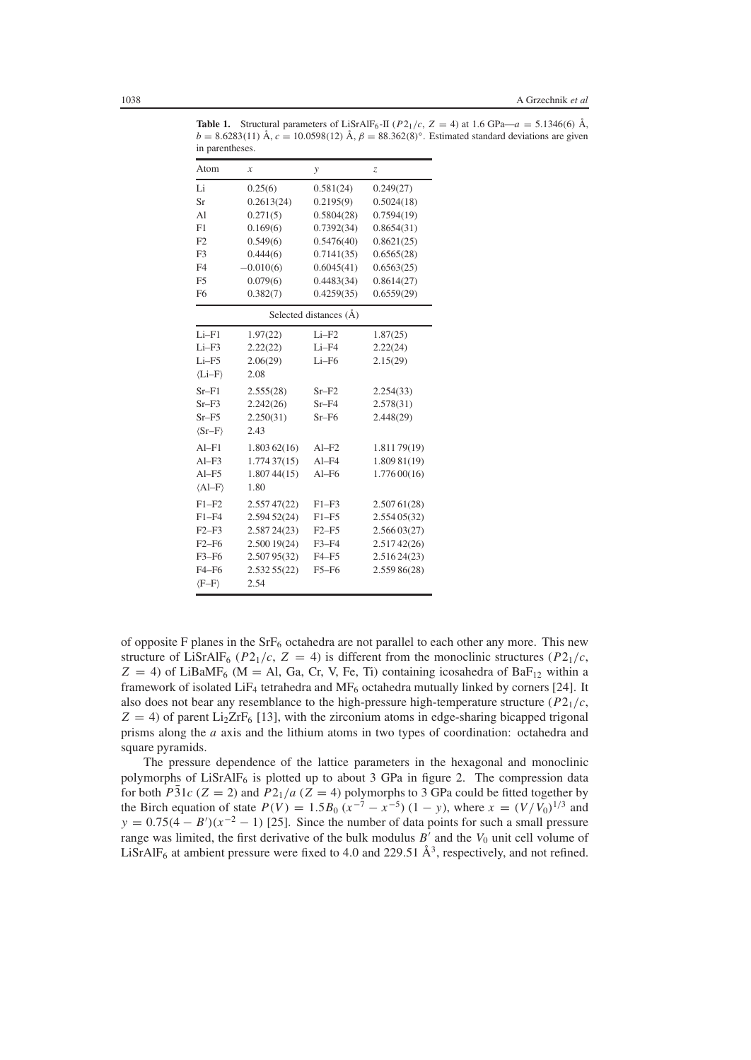**Table 1.** Structural parameters of $LiSrAlF_6$-II ($P2_1/c$, $Z = 4$) at 1.6 GPa—$a = 5.1346(6)$ Å, $b = 8.6283(11)$ Å, $c = 10.0598(12)$ Å, $\beta = 88.362(8)°$. Estimated standard deviations are given in parentheses.

| Atom | $x$ | $y$ | $z$ |
|---|---|---|---|
| Li | 0.25(6) | 0.581(24) | 0.249(27) |
| Sr | 0.2613(24) | 0.2195(9) | 0.5024(18) |
| Al | 0.271(5) | 0.5804(28) | 0.7594(19) |
| F1 | 0.169(6) | 0.7392(34) | 0.8654(31) |
| F2 | 0.549(6) | 0.5476(40) | 0.8621(25) |
| F3 | 0.444(6) | 0.7141(35) | 0.6565(28) |
| F4 | −0.010(6) | 0.6045(41) | 0.6563(25) |
| F5 | 0.079(6) | 0.4483(34) | 0.8614(27) |
| F6 | 0.382(7) | 0.4259(35) | 0.6559(29) |

Selected distances (Å)

| | | | |
|---|---|---|---|
| Li–F1 | 1.97(22) | Li–F2 | 1.87(25) |
| Li–F3 | 2.22(22) | Li–F4 | 2.22(24) |
| Li–F5 | 2.06(29) | Li–F6 | 2.15(29) |
| ⟨Li–F⟩ | 2.08 | | |
| Sr–F1 | 2.555(28) | Sr–F2 | 2.254(33) |
| Sr–F3 | 2.242(26) | Sr–F4 | 2.578(31) |
| Sr–F5 | 2.250(31) | Sr–F6 | 2.448(29) |
| ⟨Sr–F⟩ | 2.43 | | |
| Al–F1 | 1.803 62(16) | Al–F2 | 1.811 79(19) |
| Al–F3 | 1.774 37(15) | Al–F4 | 1.809 81(19) |
| Al–F5 | 1.807 44(15) | Al–F6 | 1.776 00(16) |
| ⟨Al–F⟩ | 1.80 | | |
| F1–F2 | 2.557 47(22) | F1–F3 | 2.507 61(28) |
| F1–F4 | 2.594 52(24) | F1–F5 | 2.554 05(32) |
| F2–F3 | 2.587 24(23) | F2–F5 | 2.566 03(27) |
| F2–F6 | 2.500 19(24) | F3–F4 | 2.517 42(26) |
| F3–F6 | 2.507 95(32) | F4–F5 | 2.516 24(23) |
| F4–F6 | 2.532 55(22) | F5–F6 | 2.559 86(28) |
| ⟨F–F⟩ | 2.54 | | |

of opposite F planes in the $SrF_6$ octahedra are not parallel to each other any more. This new structure of $LiSrAlF_6$ ($P2_1/c$, $Z = 4$) is different from the monoclinic structures ($P2_1/c$, $Z = 4$) of $LiBaMF_6$ (M = Al, Ga, Cr, V, Fe, Ti) containing icosahedra of $BaF_{12}$ within a framework of isolated $LiF_4$ tetrahedra and $MF_6$ octahedra mutually linked by corners [24]. It also does not bear any resemblance to the high-pressure high-temperature structure ($P2_1/c$, $Z = 4$) of parent $Li_2ZrF_6$ [13], with the zirconium atoms in edge-sharing bicapped trigonal prisms along the $a$ axis and the lithium atoms in two types of coordination: octahedra and square pyramids.

The pressure dependence of the lattice parameters in the hexagonal and monoclinic polymorphs of $LiSrAlF_6$ is plotted up to about 3 GPa in figure 2. The compression data for both $P\bar{3}1c$ ($Z = 2$) and $P2_1/a$ ($Z = 4$) polymorphs to 3 GPa could be fitted together by the Birch equation of state $P(V) = 1.5B_0\,(x^{-7} - x^{-5})\,(1 - y)$, where $x = (V/V_0)^{1/3}$ and $y = 0.75(4 - B')(x^{-2} - 1)$ [25]. Since the number of data points for such a small pressure range was limited, the first derivative of the bulk modulus $B'$ and the $V_0$ unit cell volume of $LiSrAlF_6$ at ambient pressure were fixed to 4.0 and 229.51 Å$^3$, respectively, and not refined.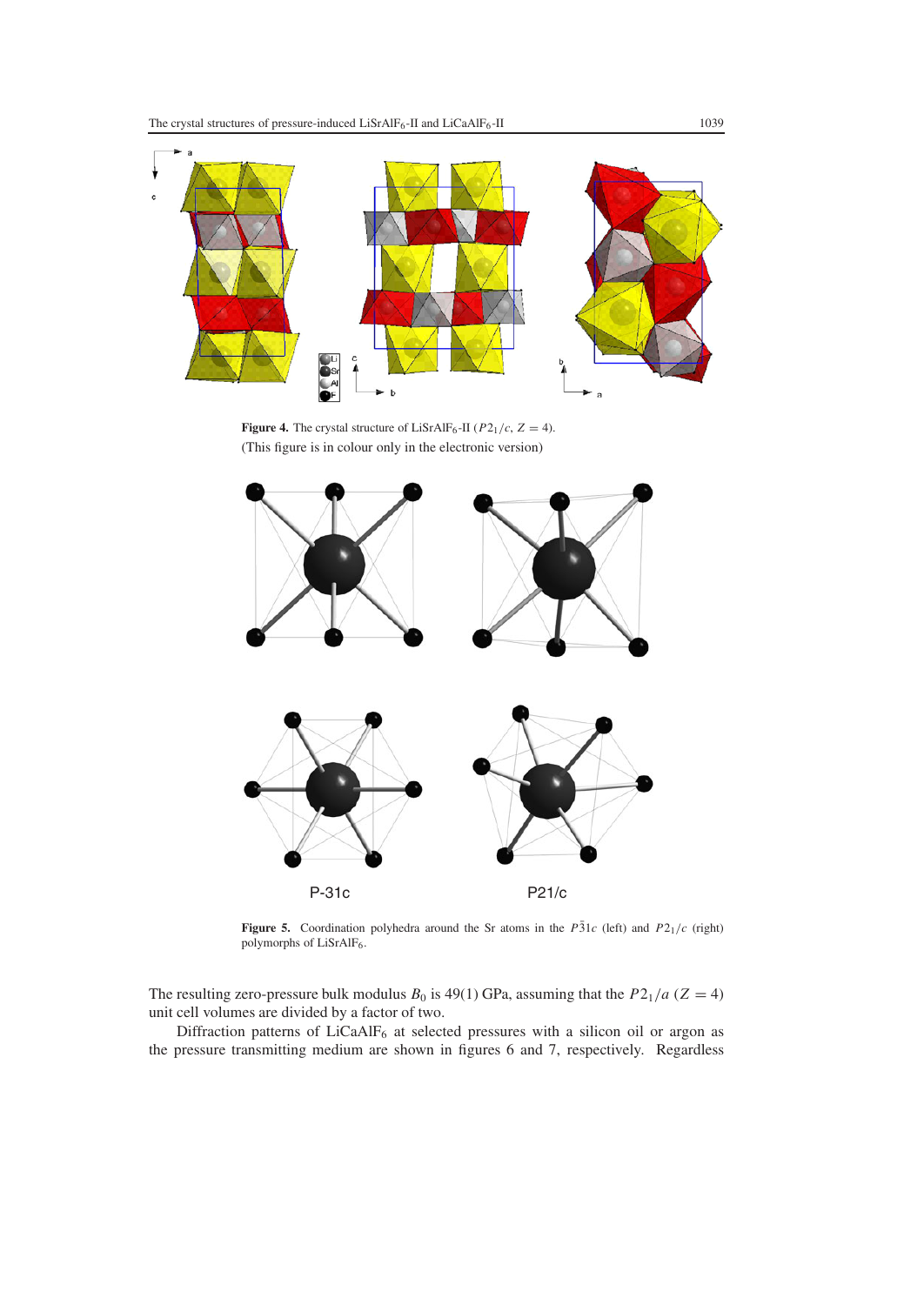**Figure 4.** The crystal structure of $LiSrAlF_6$-II ($P2_1/c$, $Z = 4$). (This figure is in colour only in the electronic version)

**Figure 5.** Coordination polyhedra around the Sr atoms in the $P\bar{3}1c$ (left) and $P2_1/c$ (right) polymorphs of $LiSrAlF_6$.

The resulting zero-pressure bulk modulus $B_0$ is 49(1) GPa, assuming that the $P2_1/a$ ($Z = 4$) unit cell volumes are divided by a factor of two.

Diffraction patterns of $LiCaAlF_6$ at selected pressures with a silicon oil or argon as the pressure transmitting medium are shown in figures 6 and 7, respectively. Regardless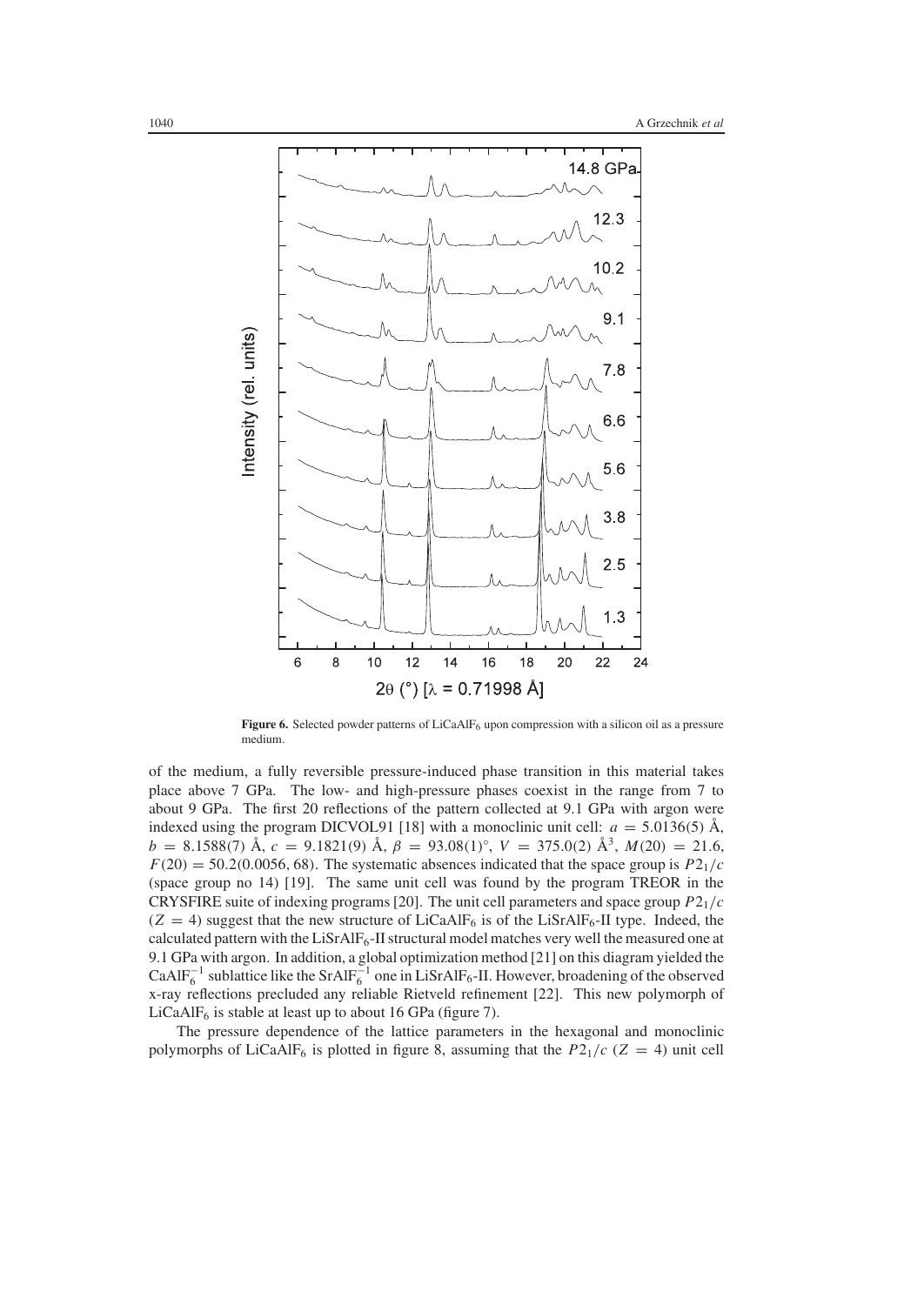**Figure 6.** Selected powder patterns of $LiCaAlF_6$ upon compression with a silicon oil as a pressure medium.

of the medium, a fully reversible pressure-induced phase transition in this material takes place above 7 GPa. The low- and high-pressure phases coexist in the range from 7 to about 9 GPa. The first 20 reflections of the pattern collected at 9.1 GPa with argon were indexed using the program DICVOL91 [18] with a monoclinic unit cell: $a = 5.0136(5)$ Å, $b = 8.1588(7)$ Å, $c = 9.1821(9)$ Å, $\beta = 93.08(1)^\circ$, $V = 375.0(2)$ Å$^3$, $M(20) = 21.6$, $F(20) = 50.2(0.0056, 68)$. The systematic absences indicated that the space group is $P2_1/c$ (space group no 14) [19]. The same unit cell was found by the program TREOR in the CRYSFIRE suite of indexing programs [20]. The unit cell parameters and space group $P2_1/c$ ($Z = 4$) suggest that the new structure of $LiCaAlF_6$ is of the $LiSrAlF_6$-II type. Indeed, the calculated pattern with the $LiSrAlF_6$-II structural model matches very well the measured one at 9.1 GPa with argon. In addition, a global optimization method [21] on this diagram yielded the $CaAlF_6^{-1}$ sublattice like the $SrAlF_6^{-1}$ one in $LiSrAlF_6$-II. However, broadening of the observed x-ray reflections precluded any reliable Rietveld refinement [22]. This new polymorph of $LiCaAlF_6$ is stable at least up to about 16 GPa (figure 7).

The pressure dependence of the lattice parameters in the hexagonal and monoclinic polymorphs of $LiCaAlF_6$ is plotted in figure 8, assuming that the $P2_1/c$ ($Z = 4$) unit cell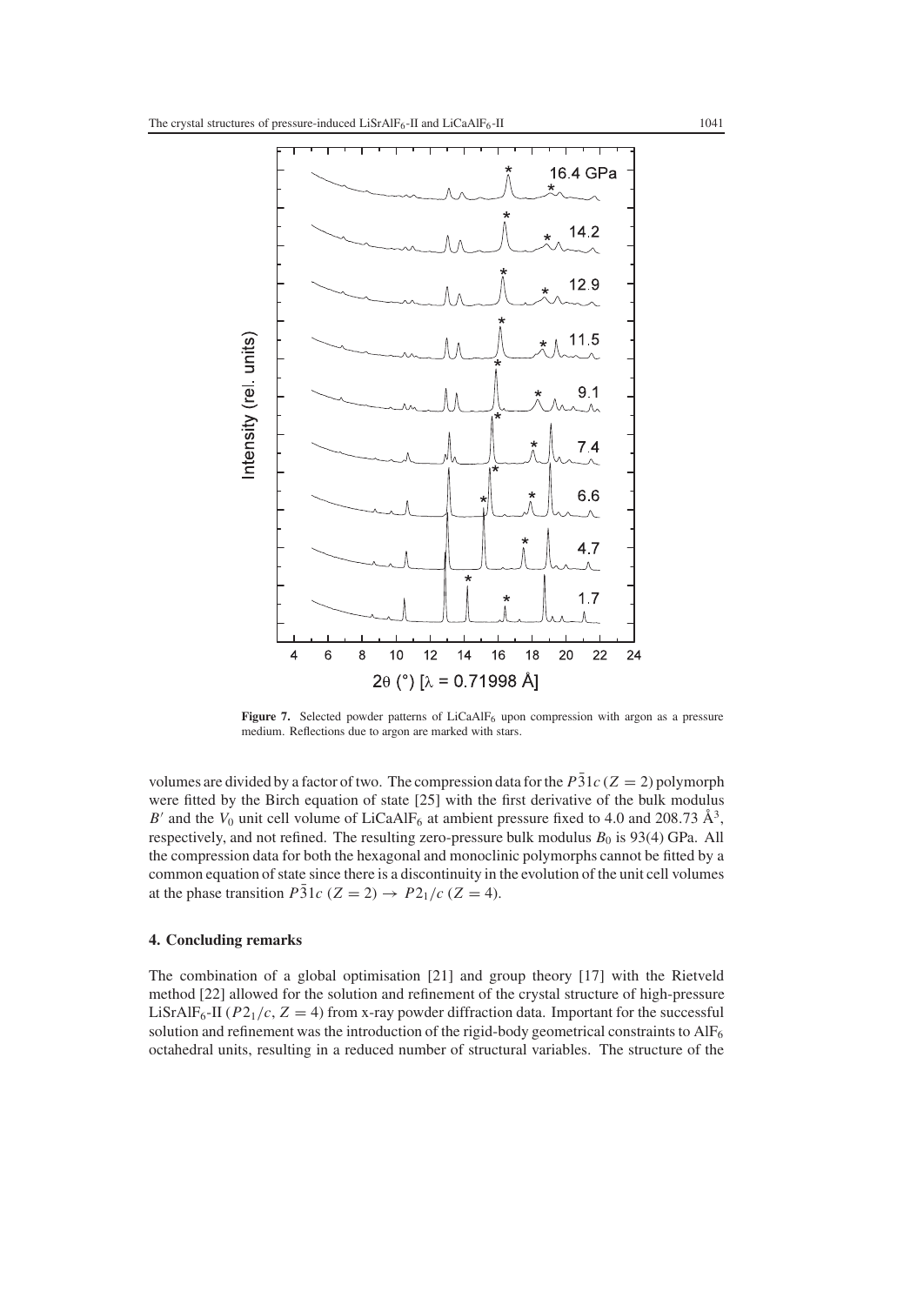**Figure 7.** Selected powder patterns of $LiCaAlF_6$ upon compression with argon as a pressure medium. Reflections due to argon are marked with stars.

volumes are divided by a factor of two. The compression data for the $P\bar{3}1c$ $(Z = 2)$ polymorph were fitted by the Birch equation of state [25] with the first derivative of the bulk modulus $B'$ and the $V_0$ unit cell volume of $LiCaAlF_6$ at ambient pressure fixed to 4.0 and 208.73 Å$^3$, respectively, and not refined. The resulting zero-pressure bulk modulus $B_0$ is 93(4) GPa. All the compression data for both the hexagonal and monoclinic polymorphs cannot be fitted by a common equation of state since there is a discontinuity in the evolution of the unit cell volumes at the phase transition $P\bar{3}1c$ $(Z = 2) \rightarrow P2_1/c$ $(Z = 4)$.

## 4. Concluding remarks

The combination of a global optimisation [21] and group theory [17] with the Rietveld method [22] allowed for the solution and refinement of the crystal structure of high-pressure $LiSrAlF_6$-II ($P2_1/c$, $Z = 4$) from x-ray powder diffraction data. Important for the successful solution and refinement was the introduction of the rigid-body geometrical constraints to $AlF_6$ octahedral units, resulting in a reduced number of structural variables. The structure of the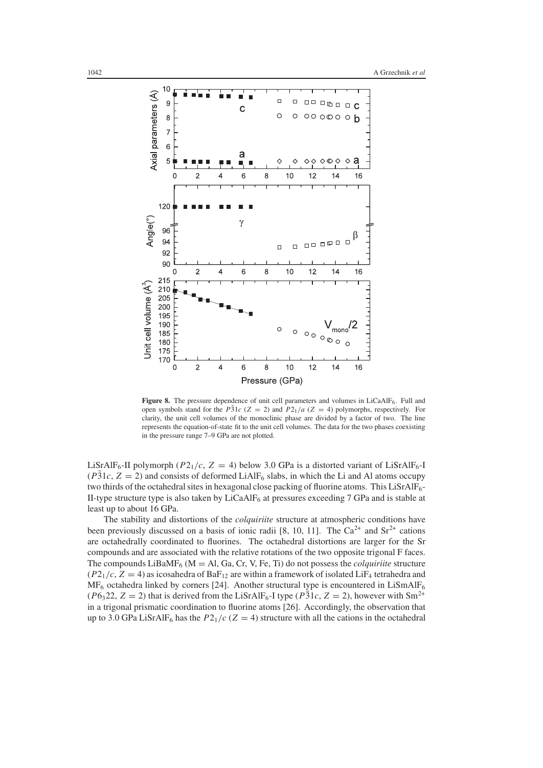**Figure 8.** The pressure dependence of unit cell parameters and volumes in $LiCaAlF_6$. Full and open symbols stand for the $P\bar{3}1c$ ($Z = 2$) and $P2_1/a$ ($Z = 4$) polymorphs, respectively. For clarity, the unit cell volumes of the monoclinic phase are divided by a factor of two. The line represents the equation-of-state fit to the unit cell volumes. The data for the two phases coexisting in the pressure range 7–9 GPa are not plotted.

$LiSrAlF_6$-II polymorph ($P2_1/c$, $Z = 4$) below 3.0 GPa is a distorted variant of $LiSrAlF_6$-I ($P\bar{3}1c$, $Z = 2$) and consists of deformed $LiAlF_6$ slabs, in which the Li and Al atoms occupy two thirds of the octahedral sites in hexagonal close packing of fluorine atoms. This $LiSrAlF_6$-II-type structure type is also taken by $LiCaAlF_6$ at pressures exceeding 7 GPa and is stable at least up to about 16 GPa.

The stability and distortions of the *colquiriite* structure at atmospheric conditions have been previously discussed on a basis of ionic radii [8, 10, 11]. The $Ca^{2+}$ and $Sr^{2+}$ cations are octahedrally coordinated to fluorines. The octahedral distortions are larger for the Sr compounds and are associated with the relative rotations of the two opposite trigonal F faces. The compounds $LiBaMF_6$ (M = Al, Ga, Cr, V, Fe, Ti) do not possess the *colquiriite* structure ($P2_1/c$, $Z = 4$) as icosahedra of $BaF_{12}$ are within a framework of isolated $LiF_4$ tetrahedra and $MF_6$ octahedra linked by corners [24]. Another structural type is encountered in $LiSmAlF_6$ ($P6_322$, $Z = 2$) that is derived from the $LiSrAlF_6$-I type ($P\bar{3}1c$, $Z = 2$), however with $Sm^{2+}$ in a trigonal prismatic coordination to fluorine atoms [26]. Accordingly, the observation that up to 3.0 GPa $LiSrAlF_6$ has the $P2_1/c$ ($Z = 4$) structure with all the cations in the octahedral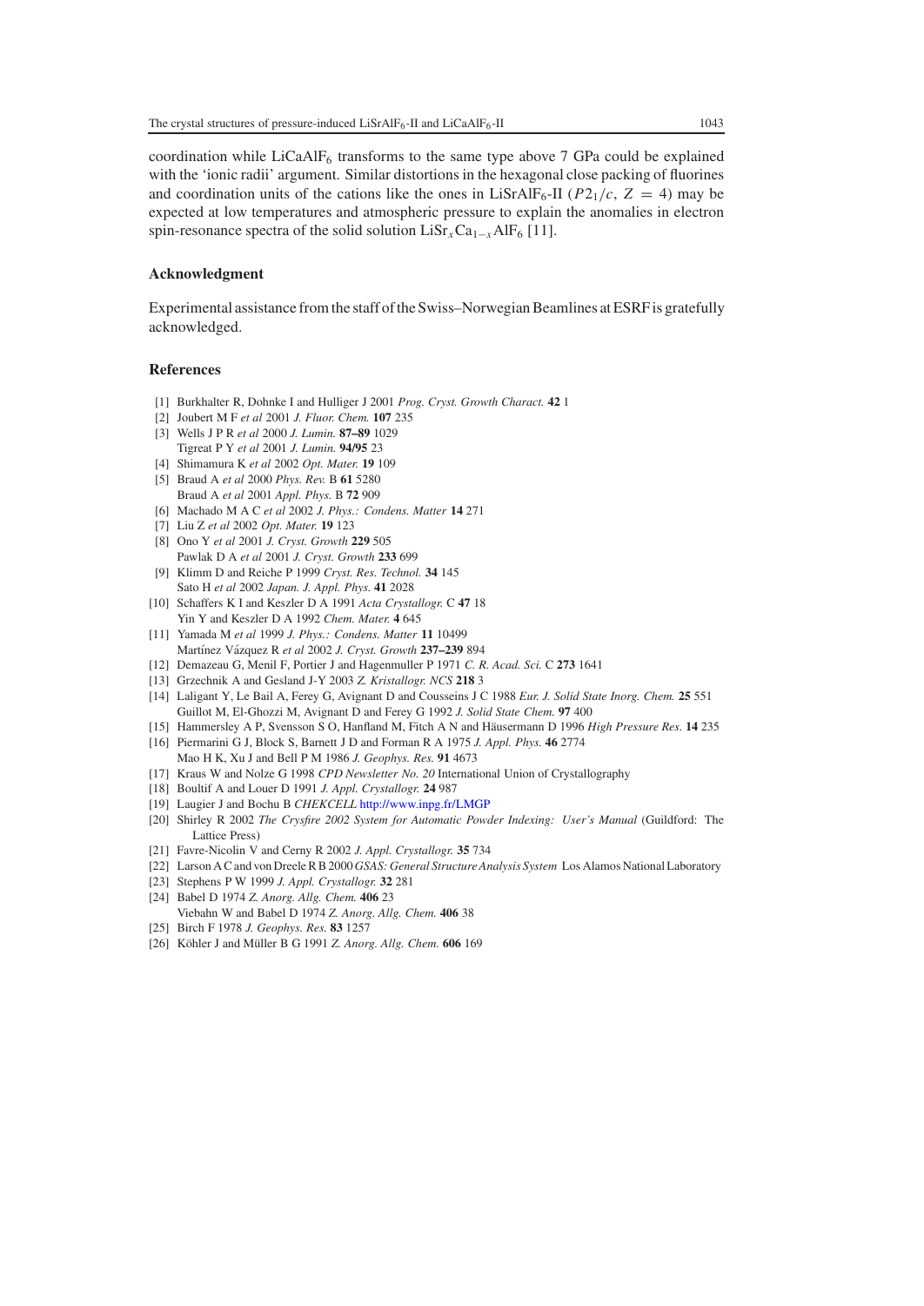coordination while $LiCaAlF_6$ transforms to the same type above 7 GPa could be explained with the 'ionic radii' argument. Similar distortions in the hexagonal close packing of fluorines and coordination units of the cations like the ones in $LiSrAlF_6$-II ($P2_1/c$, $Z = 4$) may be expected at low temperatures and atmospheric pressure to explain the anomalies in electron spin-resonance spectra of the solid solution $LiSr_xCa_{1-x}AlF_6$ [11].

## Acknowledgment

Experimental assistance from the staff of the Swiss–Norwegian Beamlines at ESRF is gratefully acknowledged.

## References

[1] Burkhalter R, Dohnke I and Hulliger J 2001 *Prog. Cryst. Growth Charact.* **42** 1
[2] Joubert M F *et al* 2001 *J. Fluor. Chem.* **107** 235
[3] Wells J P R *et al* 2000 *J. Lumin.* **87–89** 1029
Tigreat P Y *et al* 2001 *J. Lumin.* **94/95** 23
[4] Shimamura K *et al* 2002 *Opt. Mater.* **19** 109
[5] Braud A *et al* 2000 *Phys. Rev.* B **61** 5280
Braud A *et al* 2001 *Appl. Phys.* B **72** 909
[6] Machado M A C *et al* 2002 *J. Phys.: Condens. Matter* **14** 271
[7] Liu Z *et al* 2002 *Opt. Mater.* **19** 123
[8] Ono Y *et al* 2001 *J. Cryst. Growth* **229** 505
Pawlak D A *et al* 2001 *J. Cryst. Growth* **233** 699
[9] Klimm D and Reiche P 1999 *Cryst. Res. Technol.* **34** 145
Sato H *et al* 2002 *Japan. J. Appl. Phys.* **41** 2028
[10] Schaffers K I and Keszler D A 1991 *Acta Crystallogr.* C **47** 18
Yin Y and Keszler D A 1992 *Chem. Mater.* **4** 645
[11] Yamada M *et al* 1999 *J. Phys.: Condens. Matter* **11** 10499
Martínez Vázquez R *et al* 2002 *J. Cryst. Growth* **237–239** 894
[12] Demazeau G, Menil F, Portier J and Hagenmuller P 1971 *C. R. Acad. Sci.* C **273** 1641
[13] Grzechnik A and Gesland J-Y 2003 *Z. Kristallogr. NCS* **218** 3
[14] Laligant Y, Le Bail A, Ferey G, Avignant D and Cousseins J C 1988 *Eur. J. Solid State Inorg. Chem.* **25** 551
Guillot M, El-Ghozzi M, Avignant D and Ferey G 1992 *J. Solid State Chem.* **97** 400
[15] Hammersley A P, Svensson S O, Hanfland M, Fitch A N and Häusermann D 1996 *High Pressure Res.* **14** 235
[16] Piermarini G J, Block S, Barnett J D and Forman R A 1975 *J. Appl. Phys.* **46** 2774
Mao H K, Xu J and Bell P M 1986 *J. Geophys. Res.* **91** 4673
[17] Kraus W and Nolze G 1998 *CPD Newsletter No. 20* International Union of Crystallography
[18] Boultif A and Louer D 1991 *J. Appl. Crystallogr.* **24** 987
[19] Laugier J and Bochu B *CHEKCELL* http://www.inpg.fr/LMGP
[20] Shirley R 2002 *The Crysfire 2002 System for Automatic Powder Indexing: User's Manual* (Guildford: The Lattice Press)
[21] Favre-Nicolin V and Cerny R 2002 *J. Appl. Crystallogr.* **35** 734
[22] Larson A C and von Dreele R B 2000 *GSAS: General Structure Analysis System* Los Alamos National Laboratory
[23] Stephens P W 1999 *J. Appl. Crystallogr.* **32** 281
[24] Babel D 1974 *Z. Anorg. Allg. Chem.* **406** 23
Viebahn W and Babel D 1974 *Z. Anorg. Allg. Chem.* **406** 38
[25] Birch F 1978 *J. Geophys. Res.* **83** 1257
[26] Köhler J and Müller B G 1991 *Z. Anorg. Allg. Chem.* **606** 169